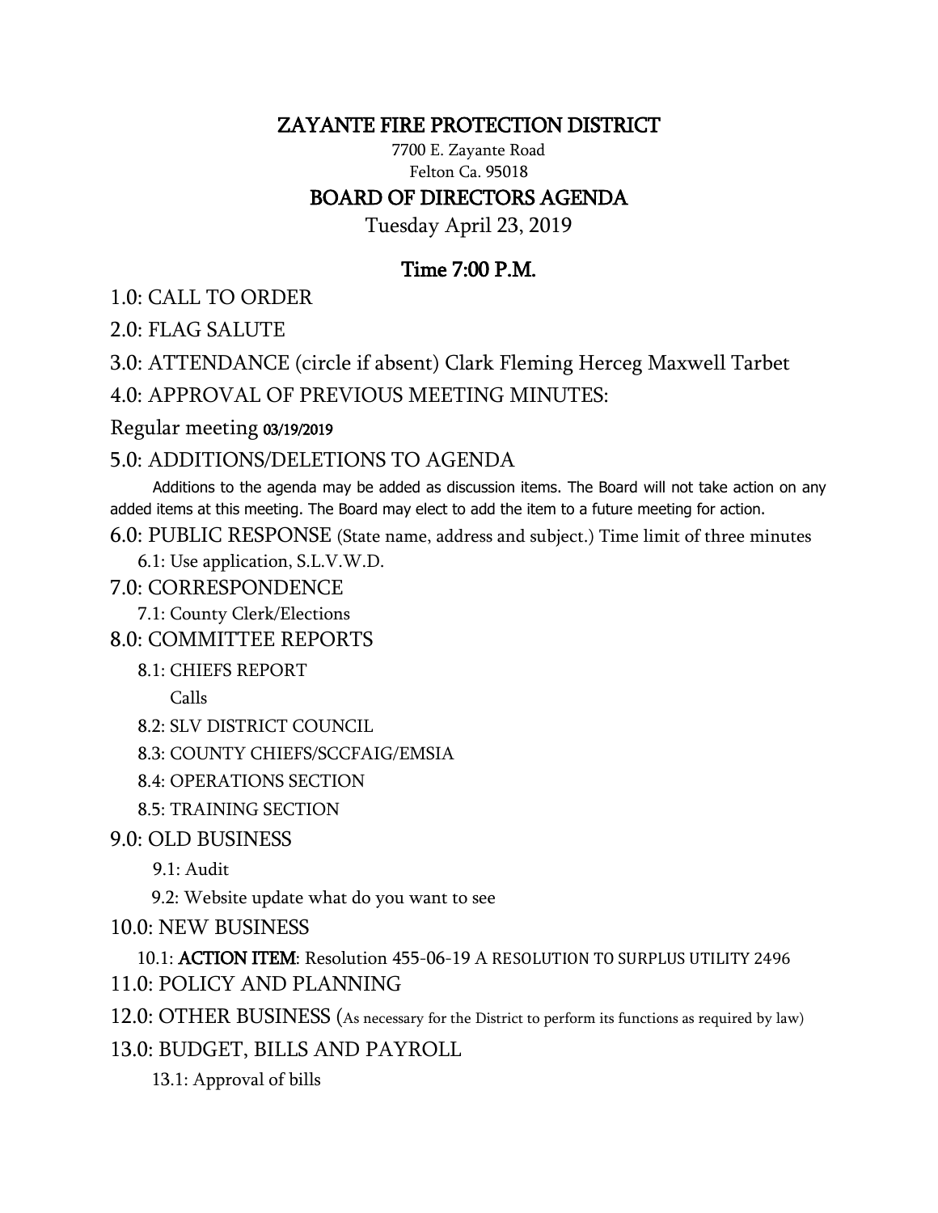# ZAYANTE FIRE PROTECTION DISTRICT

7700 E. Zayante Road
Felton Ca. 95018

## BOARD OF DIRECTORS AGENDA

Tuesday April 23, 2019

### Time 7:00 P.M.

1.0: CALL TO ORDER

2.0: FLAG SALUTE

3.0: ATTENDANCE (circle if absent) Clark Fleming Herceg Maxwell Tarbet

4.0: APPROVAL OF PREVIOUS MEETING MINUTES:

Regular meeting 03/19/2019

5.0: ADDITIONS/DELETIONS TO AGENDA

Additions to the agenda may be added as discussion items. The Board will not take action on any added items at this meeting. The Board may elect to add the item to a future meeting for action.

6.0: PUBLIC RESPONSE (State name, address and subject.) Time limit of three minutes

- 6.1: Use application, S.L.V.W.D.

7.0: CORRESPONDENCE

- 7.1: County Clerk/Elections

8.0: COMMITTEE REPORTS

- 8.1: CHIEFS REPORT
  - Calls
- 8.2: SLV DISTRICT COUNCIL
- 8.3: COUNTY CHIEFS/SCCFAIG/EMSIA
- 8.4: OPERATIONS SECTION
- 8.5: TRAINING SECTION

9.0: OLD BUSINESS

- 9.1: Audit
- 9.2: Website update what do you want to see

10.0: NEW BUSINESS

- 10.1: **ACTION ITEM**: Resolution 455-06-19 A RESOLUTION TO SURPLUS UTILITY 2496

11.0: POLICY AND PLANNING

12.0: OTHER BUSINESS (As necessary for the District to perform its functions as required by law)

13.0: BUDGET, BILLS AND PAYROLL

- 13.1: Approval of bills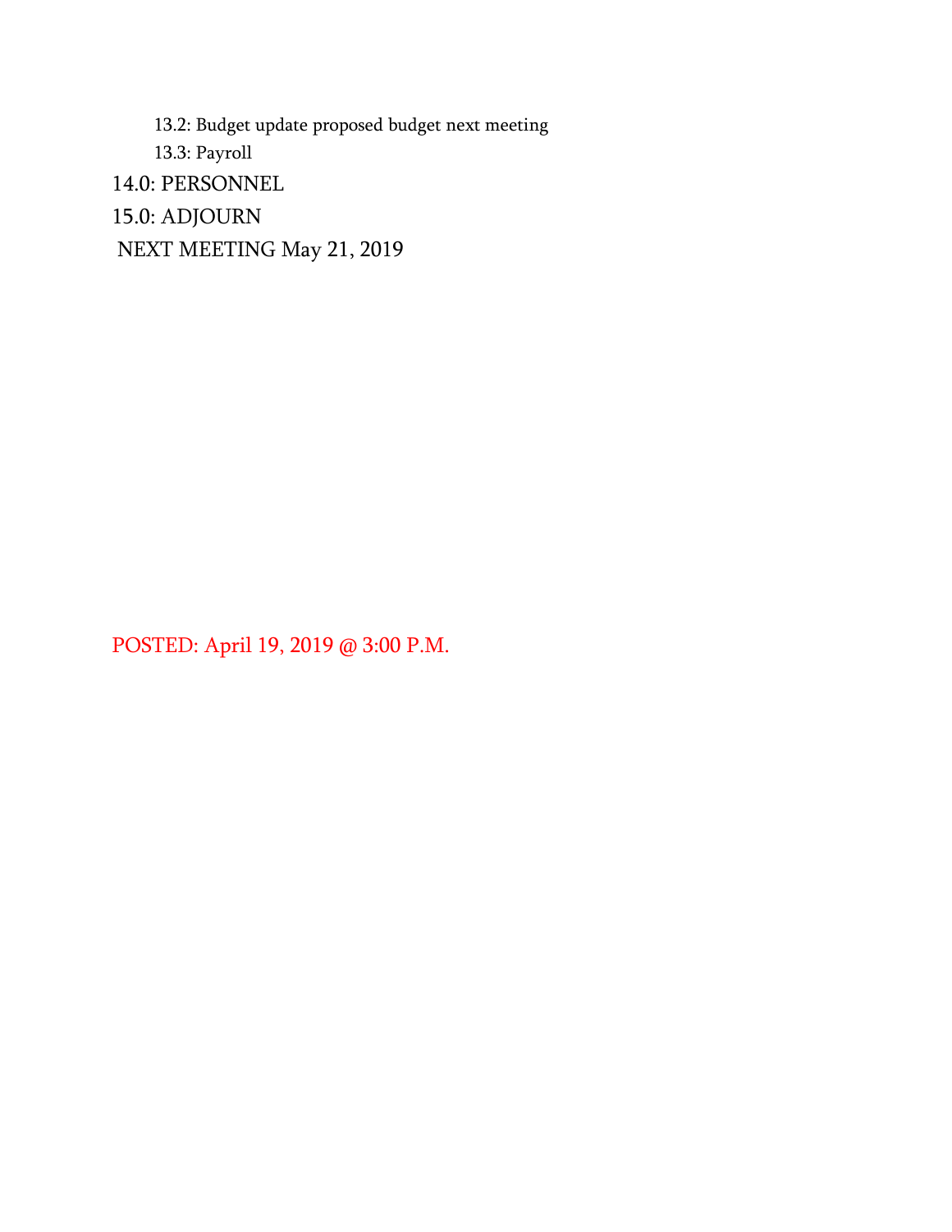13.2: Budget update proposed budget next meeting

13.3: Payroll

14.0: PERSONNEL

15.0: ADJOURN

NEXT MEETING May 21, 2019

POSTED: April 19, 2019 @ 3:00 P.M.